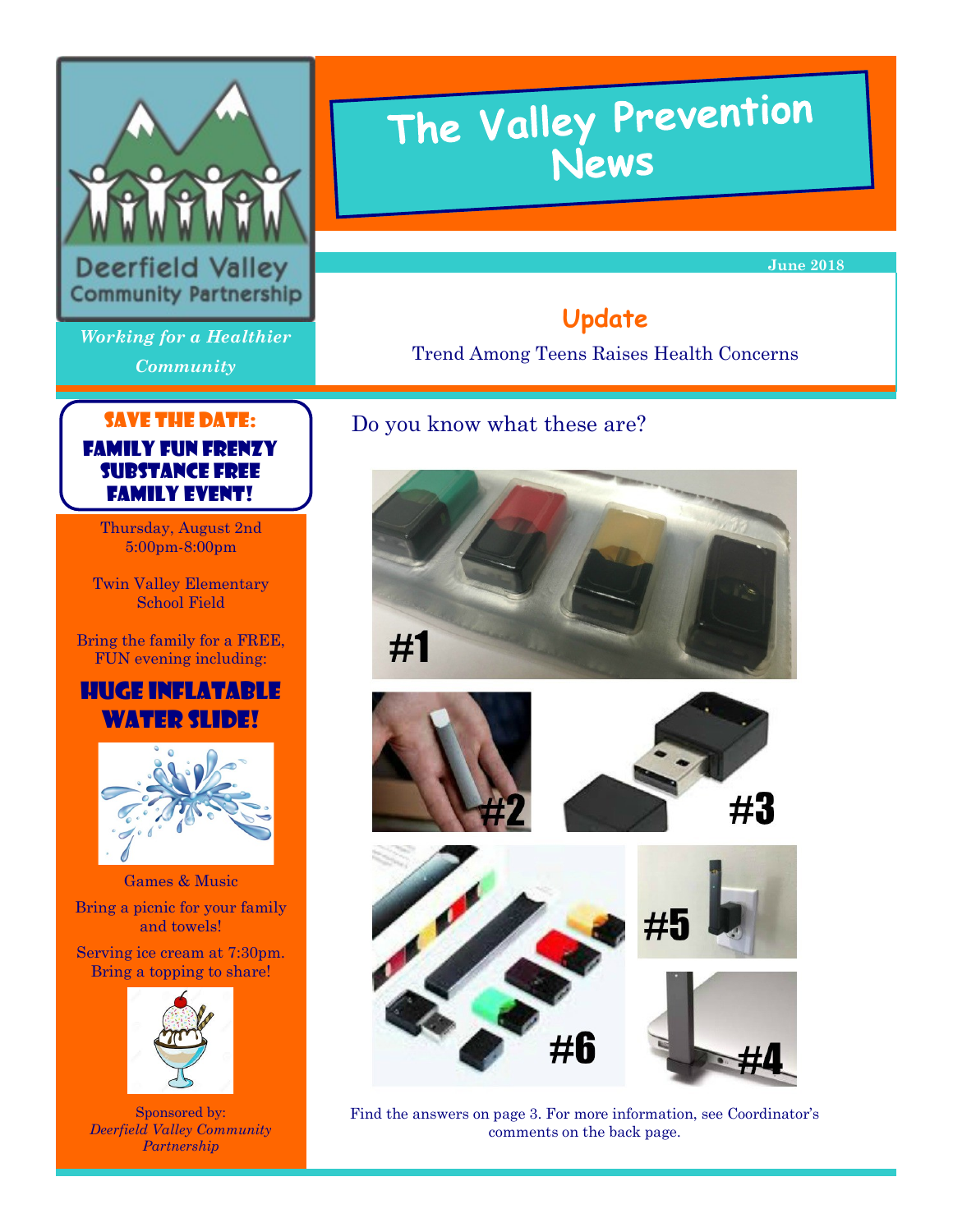Deerfield Valley Community Partnership

*Working for a Healthier Community*

# The Valley Prevention News

**June 2018**

## Update

Trend Among Teens Raises Health Concerns

Do you know what these are?

#1

#2

#3

#5

#6

#4

Find the answers on page 3. For more information, see Coordinator's comments on the back page.

**SAVE THE DATE:**

**FAMILY FUN FRENZY SUBSTANCE FREE FAMILY EVENT!**

Thursday, August 2nd
5:00pm-8:00pm

Twin Valley Elementary School Field

Bring the family for a FREE, FUN evening including:

**HUGE INFLATABLE WATER SLIDE!**

Games & Music

Bring a picnic for your family and towels!

Serving ice cream at 7:30pm. Bring a topping to share!

Sponsored by:
*Deerfield Valley Community Partnership*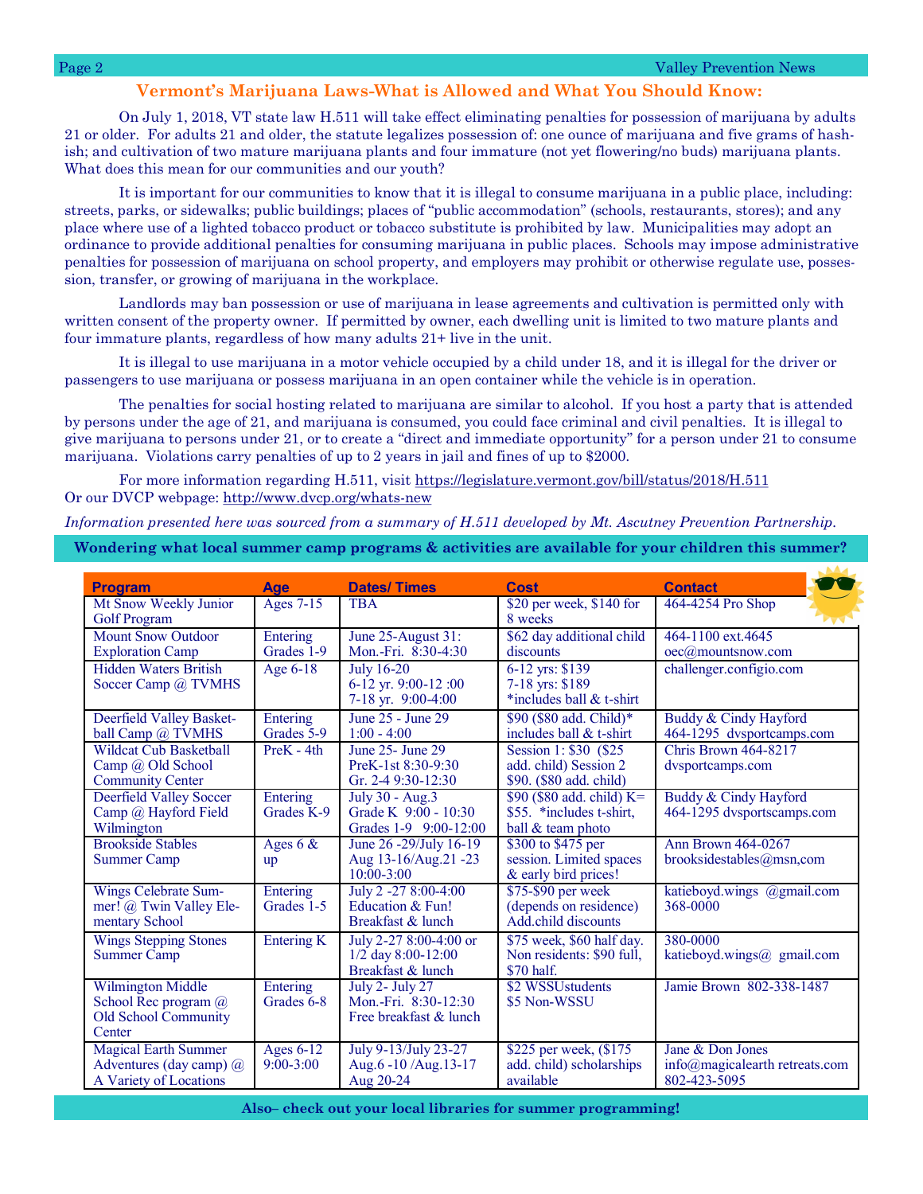## Vermont's Marijuana Laws-What is Allowed and What You Should Know:

On July 1, 2018, VT state law H.511 will take effect eliminating penalties for possession of marijuana by adults 21 or older. For adults 21 and older, the statute legalizes possession of: one ounce of marijuana and five grams of hashish; and cultivation of two mature marijuana plants and four immature (not yet flowering/no buds) marijuana plants. What does this mean for our communities and our youth?

It is important for our communities to know that it is illegal to consume marijuana in a public place, including: streets, parks, or sidewalks; public buildings; places of "public accommodation" (schools, restaurants, stores); and any place where use of a lighted tobacco product or tobacco substitute is prohibited by law. Municipalities may adopt an ordinance to provide additional penalties for consuming marijuana in public places. Schools may impose administrative penalties for possession of marijuana on school property, and employers may prohibit or otherwise regulate use, possession, transfer, or growing of marijuana in the workplace.

Landlords may ban possession or use of marijuana in lease agreements and cultivation is permitted only with written consent of the property owner. If permitted by owner, each dwelling unit is limited to two mature plants and four immature plants, regardless of how many adults 21+ live in the unit.

It is illegal to use marijuana in a motor vehicle occupied by a child under 18, and it is illegal for the driver or passengers to use marijuana or possess marijuana in an open container while the vehicle is in operation.

The penalties for social hosting related to marijuana are similar to alcohol. If you host a party that is attended by persons under the age of 21, and marijuana is consumed, you could face criminal and civil penalties. It is illegal to give marijuana to persons under 21, or to create a "direct and immediate opportunity" for a person under 21 to consume marijuana. Violations carry penalties of up to 2 years in jail and fines of up to $2000.

For more information regarding H.511, visit https://legislature.vermont.gov/bill/status/2018/H.511
Or our DVCP webpage: http://www.dvcp.org/whats-new

*Information presented here was sourced from a summary of H.511 developed by Mt. Ascutney Prevention Partnership.*

**Wondering what local summer camp programs & activities are available for your children this summer?**

| Program | Age | Dates/ Times | Cost | Contact |
|---|---|---|---|---|
| Mt Snow Weekly Junior Golf Program | Ages 7-15 | TBA | $20 per week, $140 for 8 weeks | 464-4254 Pro Shop |
| Mount Snow Outdoor Exploration Camp | Entering Grades 1-9 | June 25-August 31: Mon.-Fri. 8:30-4:30 | $62 day additional child discounts | 464-1100 ext.4645 oec@mountsnow.com |
| Hidden Waters British Soccer Camp @ TVMHS | Age 6-18 | July 16-20<br>6-12 yr. 9:00-12 :00<br>7-18 yr. 9:00-4:00 | 6-12 yrs: $139<br>7-18 yrs: $189<br>*includes ball & t-shirt | challenger.configio.com |
| Deerfield Valley Basketball Camp @ TVMHS | Entering Grades 5-9 | June 25 - June 29<br>1:00 - 4:00 | $90 ($80 add. Child)* includes ball & t-shirt | Buddy & Cindy Hayford 464-1295 dvsportcamps.com |
| Wildcat Cub Basketball Camp @ Old School Community Center | PreK - 4th | June 25- June 29<br>PreK-1st 8:30-9:30<br>Gr. 2-4 9:30-12:30 | Session 1: $30 ($25 add. child) Session 2 $90. ($80 add. child) | Chris Brown 464-8217 dvsportcamps.com |
| Deerfield Valley Soccer Camp @ Hayford Field Wilmington | Entering Grades K-9 | July 30 - Aug.3<br>Grade K 9:00 - 10:30<br>Grades 1-9 9:00-12:00 | $90 ($80 add. child) K= $55. *includes t-shirt, ball & team photo | Buddy & Cindy Hayford 464-1295 dvsportscamps.com |
| Brookside Stables Summer Camp | Ages 6 & up | June 26 -29/July 16-19 Aug 13-16/Aug.21 -23<br>10:00-3:00 | $300 to $475 per session. Limited spaces & early bird prices! | Ann Brown 464-0267 brooksidestables@msn,com |
| Wings Celebrate Summer! @ Twin Valley Elementary School | Entering Grades 1-5 | July 2 -27 8:00-4:00<br>Education & Fun!<br>Breakfast & lunch | $75-$90 per week (depends on residence) Add.child discounts | katieboyd.wings @gmail.com 368-0000 |
| Wings Stepping Stones Summer Camp | Entering K | July 2-27 8:00-4:00 or 1/2 day 8:00-12:00<br>Breakfast & lunch | $75 week, $60 half day. Non residents: $90 full, $70 half. | 380-0000 katieboyd.wings@ gmail.com |
| Wilmington Middle School Rec program @ Old School Community Center | Entering Grades 6-8 | July 2- July 27<br>Mon.-Fri. 8:30-12:30<br>Free breakfast & lunch | $2 WSSUstudents<br>$5 Non-WSSU | Jamie Brown 802-338-1487 |
| Magical Earth Summer Adventures (day camp) @ A Variety of Locations | Ages 6-12 9:00-3:00 | July 9-13/July 23-27<br>Aug.6 -10 /Aug.13-17<br>Aug 20-24 | $225 per week, ($175 add. child) scholarships available | Jane & Don Jones info@magicalearth retreats.com 802-423-5095 |

**Also– check out your local libraries for summer programming!**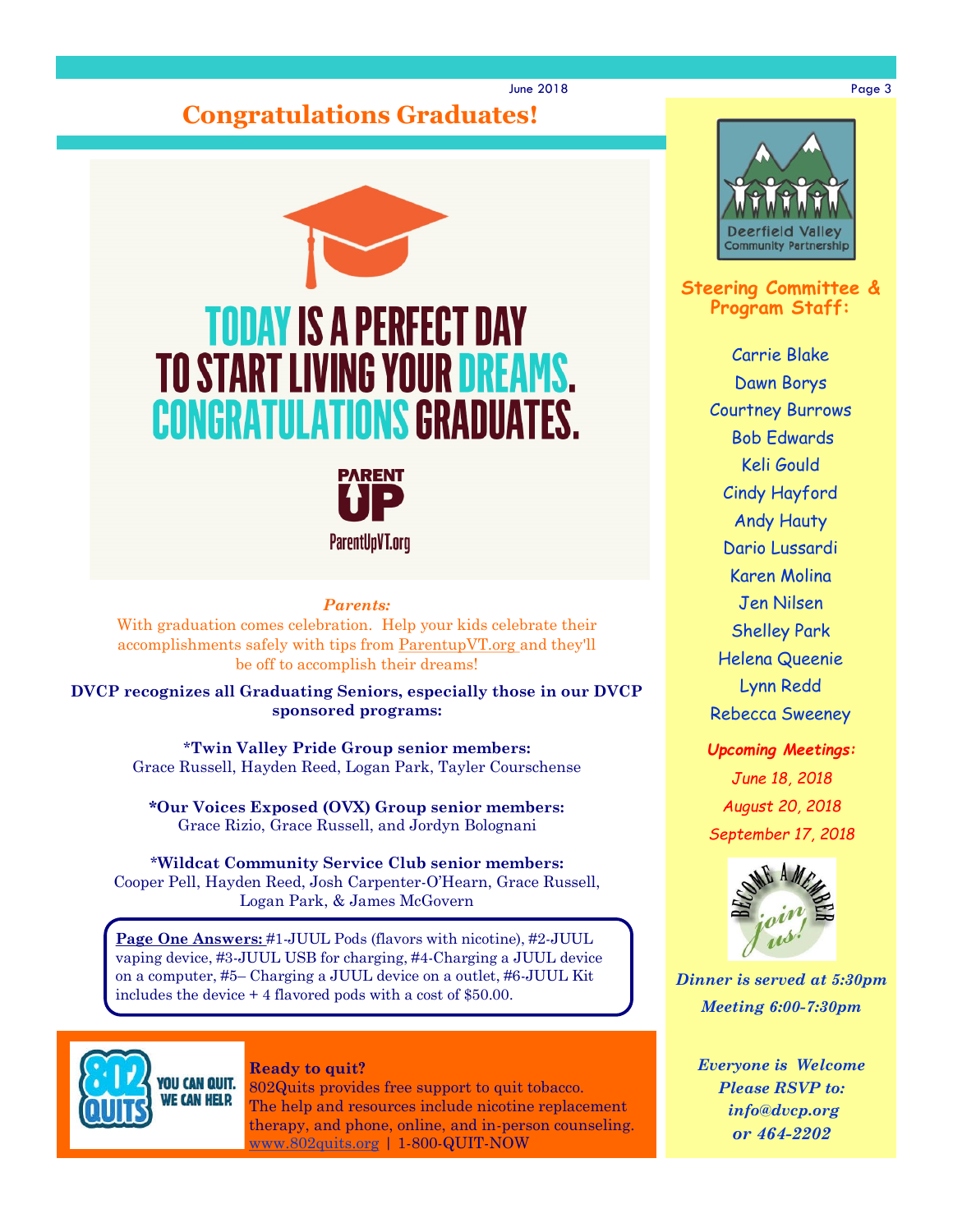# Congratulations Graduates!

TODAY IS A PERFECT DAY TO START LIVING YOUR DREAMS. CONGRATULATIONS GRADUATES.

PARENT UP
ParentUpVT.org

*Parents:*

With graduation comes celebration. Help your kids celebrate their accomplishments safely with tips from ParentupVT.org and they'll be off to accomplish their dreams!

**DVCP recognizes all Graduating Seniors, especially those in our DVCP sponsored programs:**

**\*Twin Valley Pride Group senior members:**
Grace Russell, Hayden Reed, Logan Park, Tayler Courschense

**\*Our Voices Exposed (OVX) Group senior members:**
Grace Rizio, Grace Russell, and Jordyn Bolognani

**\*Wildcat Community Service Club senior members:**
Cooper Pell, Hayden Reed, Josh Carpenter-O'Hearn, Grace Russell, Logan Park, & James McGovern

**Page One Answers:** #1-JUUL Pods (flavors with nicotine), #2-JUUL vaping device, #3-JUUL USB for charging, #4-Charging a JUUL device on a computer, #5– Charging a JUUL device on a outlet, #6-JUUL Kit includes the device + 4 flavored pods with a cost of $50.00.

802 QUITS — YOU CAN QUIT. WE CAN HELP.

**Ready to quit?**
802Quits provides free support to quit tobacco. The help and resources include nicotine replacement therapy, and phone, online, and in-person counseling.
www.802quits.org | 1-800-QUIT-NOW

Deerfield Valley Community Partnership

**Steering Committee & Program Staff:**

Carrie Blake
Dawn Borys
Courtney Burrows
Bob Edwards
Keli Gould
Cindy Hayford
Andy Hauty
Dario Lussardi
Karen Molina
Jen Nilsen
Shelley Park
Helena Queenie
Lynn Redd
Rebecca Sweeney

***Upcoming Meetings:***

*June 18, 2018*
*August 20, 2018*
*September 17, 2018*

BECOME A MEMBER — join us!

***Dinner is served at 5:30pm***
***Meeting 6:00-7:30pm***

***Everyone is Welcome***
***Please RSVP to:***
***info@dvcp.org***
***or 464-2202***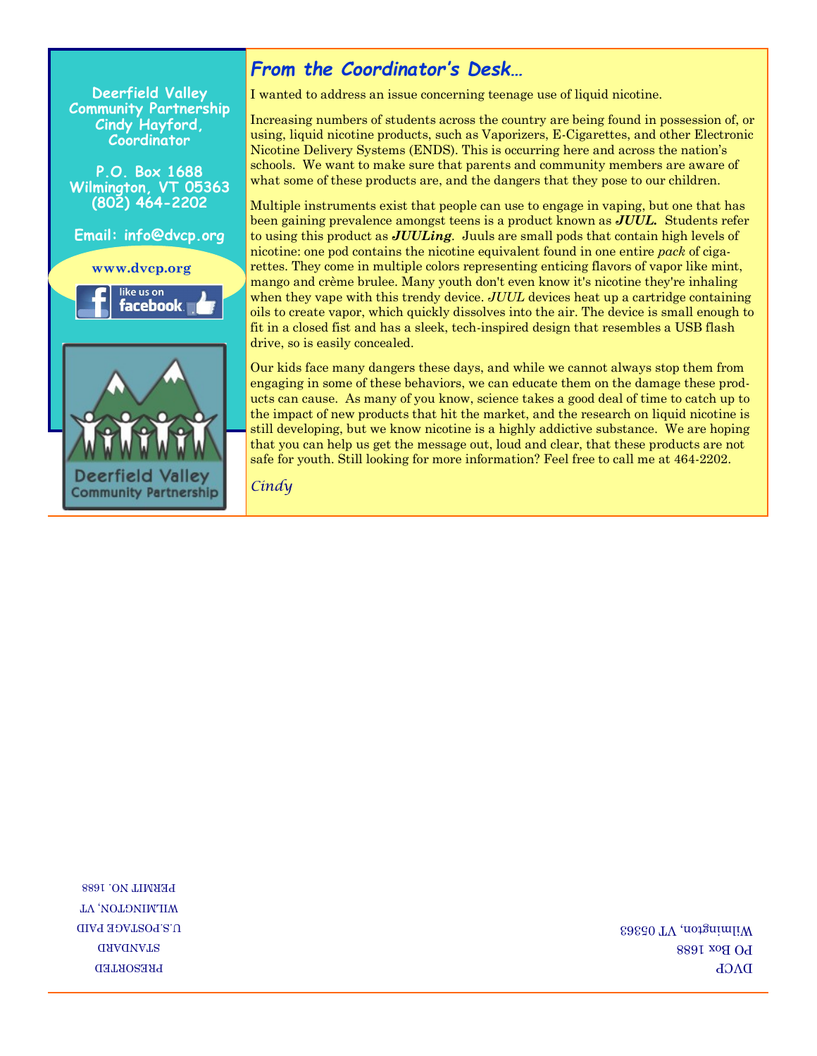**Deerfield Valley Community Partnership**
**Cindy Hayford, Coordinator**

**P.O. Box 1688**
**Wilmington, VT 05363**
**(802) 464-2202**

**Email: info@dvcp.org**

**www.dvcp.org**

like us on facebook

Deerfield Valley Community Partnership

## *From the Coordinator's Desk…*

I wanted to address an issue concerning teenage use of liquid nicotine.

Increasing numbers of students across the country are being found in possession of, or using, liquid nicotine products, such as Vaporizers, E-Cigarettes, and other Electronic Nicotine Delivery Systems (ENDS). This is occurring here and across the nation's schools. We want to make sure that parents and community members are aware of what some of these products are, and the dangers that they pose to our children.

Multiple instruments exist that people can use to engage in vaping, but one that has been gaining prevalence amongst teens is a product known as ***JUUL.*** Students refer to using this product as ***JUULing***. Juuls are small pods that contain high levels of nicotine: one pod contains the nicotine equivalent found in one entire *pack* of cigarettes. They come in multiple colors representing enticing flavors of vapor like mint, mango and crème brulee. Many youth don't even know it's nicotine they're inhaling when they vape with this trendy device. *JUUL* devices heat up a cartridge containing oils to create vapor, which quickly dissolves into the air. The device is small enough to fit in a closed fist and has a sleek, tech-inspired design that resembles a USB flash drive, so is easily concealed.

Our kids face many dangers these days, and while we cannot always stop them from engaging in some of these behaviors, we can educate them on the damage these products can cause. As many of you know, science takes a good deal of time to catch up to the impact of new products that hit the market, and the research on liquid nicotine is still developing, but we know nicotine is a highly addictive substance. We are hoping that you can help us get the message out, loud and clear, that these products are not safe for youth. Still looking for more information? Feel free to call me at 464-2202.

*Cindy*

DVCP
PO Box 1688
Wilmington, VT 05363

PRESORTED
STANDARD
U.S.POSTAGE PAID
WILMINGTON, VT
PERMIT NO. 1688